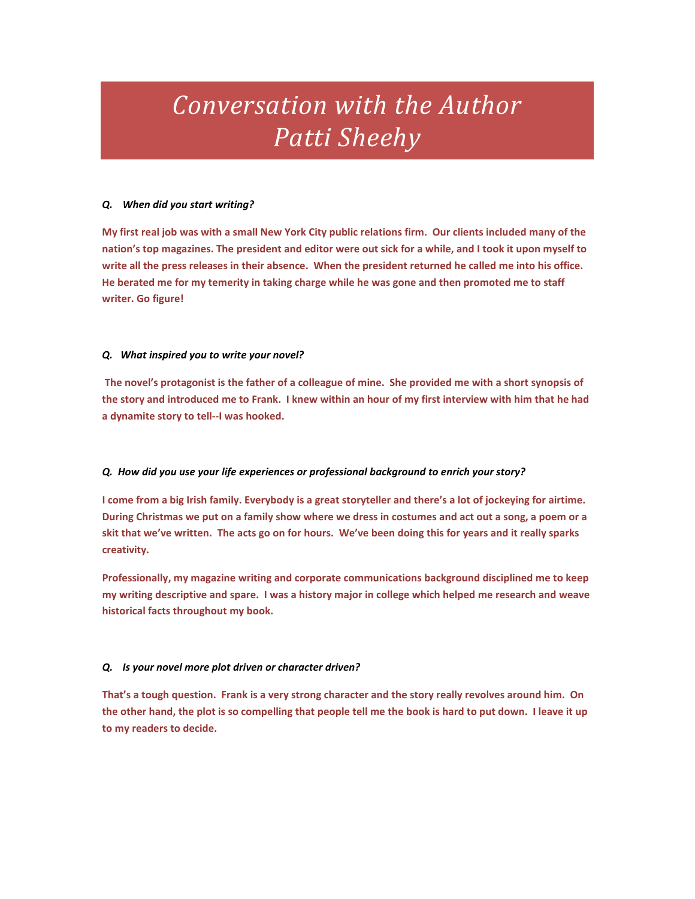# Conversation with the Author
# Patti Sheehy

***Q. When did you start writing?***

**My first real job was with a small New York City public relations firm. Our clients included many of the nation's top magazines. The president and editor were out sick for a while, and I took it upon myself to write all the press releases in their absence. When the president returned he called me into his office. He berated me for my temerity in taking charge while he was gone and then promoted me to staff writer. Go figure!**

***Q. What inspired you to write your novel?***

**The novel's protagonist is the father of a colleague of mine. She provided me with a short synopsis of the story and introduced me to Frank. I knew within an hour of my first interview with him that he had a dynamite story to tell--I was hooked.**

***Q. How did you use your life experiences or professional background to enrich your story?***

**I come from a big Irish family. Everybody is a great storyteller and there's a lot of jockeying for airtime. During Christmas we put on a family show where we dress in costumes and act out a song, a poem or a skit that we've written. The acts go on for hours. We've been doing this for years and it really sparks creativity.**

**Professionally, my magazine writing and corporate communications background disciplined me to keep my writing descriptive and spare. I was a history major in college which helped me research and weave historical facts throughout my book.**

***Q. Is your novel more plot driven or character driven?***

**That's a tough question. Frank is a very strong character and the story really revolves around him. On the other hand, the plot is so compelling that people tell me the book is hard to put down. I leave it up to my readers to decide.**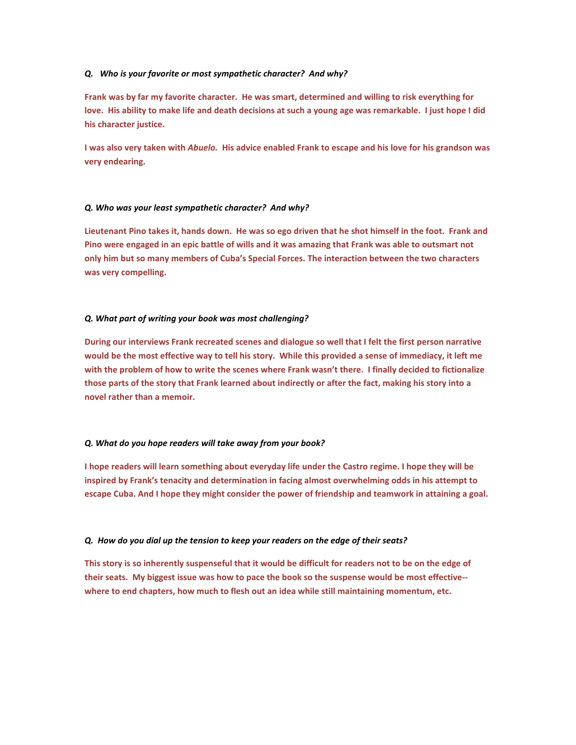***Q. Who is your favorite or most sympathetic character? And why?***

**Frank was by far my favorite character. He was smart, determined and willing to risk everything for love. His ability to make life and death decisions at such a young age was remarkable. I just hope I did his character justice.**

**I was also very taken with *Abuelo.* His advice enabled Frank to escape and his love for his grandson was very endearing.**

***Q. Who was your least sympathetic character? And why?***

**Lieutenant Pino takes it, hands down. He was so ego driven that he shot himself in the foot. Frank and Pino were engaged in an epic battle of wills and it was amazing that Frank was able to outsmart not only him but so many members of Cuba's Special Forces. The interaction between the two characters was very compelling.**

***Q. What part of writing your book was most challenging?***

**During our interviews Frank recreated scenes and dialogue so well that I felt the first person narrative would be the most effective way to tell his story. While this provided a sense of immediacy, it left me with the problem of how to write the scenes where Frank wasn't there. I finally decided to fictionalize those parts of the story that Frank learned about indirectly or after the fact, making his story into a novel rather than a memoir.**

***Q. What do you hope readers will take away from your book?***

**I hope readers will learn something about everyday life under the Castro regime. I hope they will be inspired by Frank's tenacity and determination in facing almost overwhelming odds in his attempt to escape Cuba. And I hope they might consider the power of friendship and teamwork in attaining a goal.**

***Q. How do you dial up the tension to keep your readers on the edge of their seats?***

**This story is so inherently suspenseful that it would be difficult for readers not to be on the edge of their seats. My biggest issue was how to pace the book so the suspense would be most effective--where to end chapters, how much to flesh out an idea while still maintaining momentum, etc.**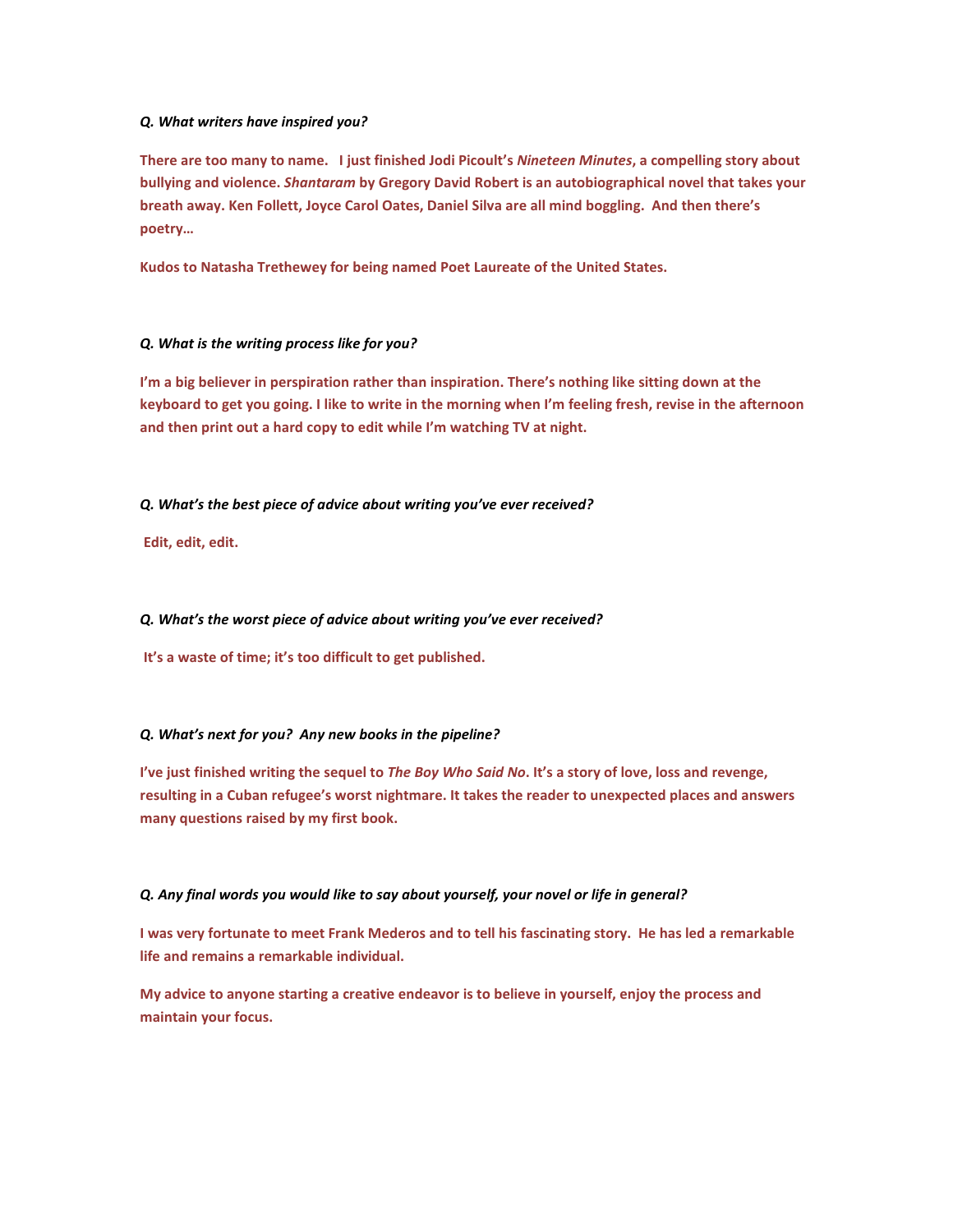***Q. What writers have inspired you?***

**There are too many to name. I just finished Jodi Picoult's *Nineteen Minutes*, a compelling story about bullying and violence. *Shantaram* by Gregory David Robert is an autobiographical novel that takes your breath away. Ken Follett, Joyce Carol Oates, Daniel Silva are all mind boggling. And then there's poetry…**

**Kudos to Natasha Trethewey for being named Poet Laureate of the United States.**

***Q. What is the writing process like for you?***

**I'm a big believer in perspiration rather than inspiration. There's nothing like sitting down at the keyboard to get you going. I like to write in the morning when I'm feeling fresh, revise in the afternoon and then print out a hard copy to edit while I'm watching TV at night.**

***Q. What's the best piece of advice about writing you've ever received?***

**Edit, edit, edit.**

***Q. What's the worst piece of advice about writing you've ever received?***

**It's a waste of time; it's too difficult to get published.**

***Q. What's next for you? Any new books in the pipeline?***

**I've just finished writing the sequel to *The Boy Who Said No*. It's a story of love, loss and revenge, resulting in a Cuban refugee's worst nightmare. It takes the reader to unexpected places and answers many questions raised by my first book.**

***Q. Any final words you would like to say about yourself, your novel or life in general?***

**I was very fortunate to meet Frank Mederos and to tell his fascinating story. He has led a remarkable life and remains a remarkable individual.**

**My advice to anyone starting a creative endeavor is to believe in yourself, enjoy the process and maintain your focus.**